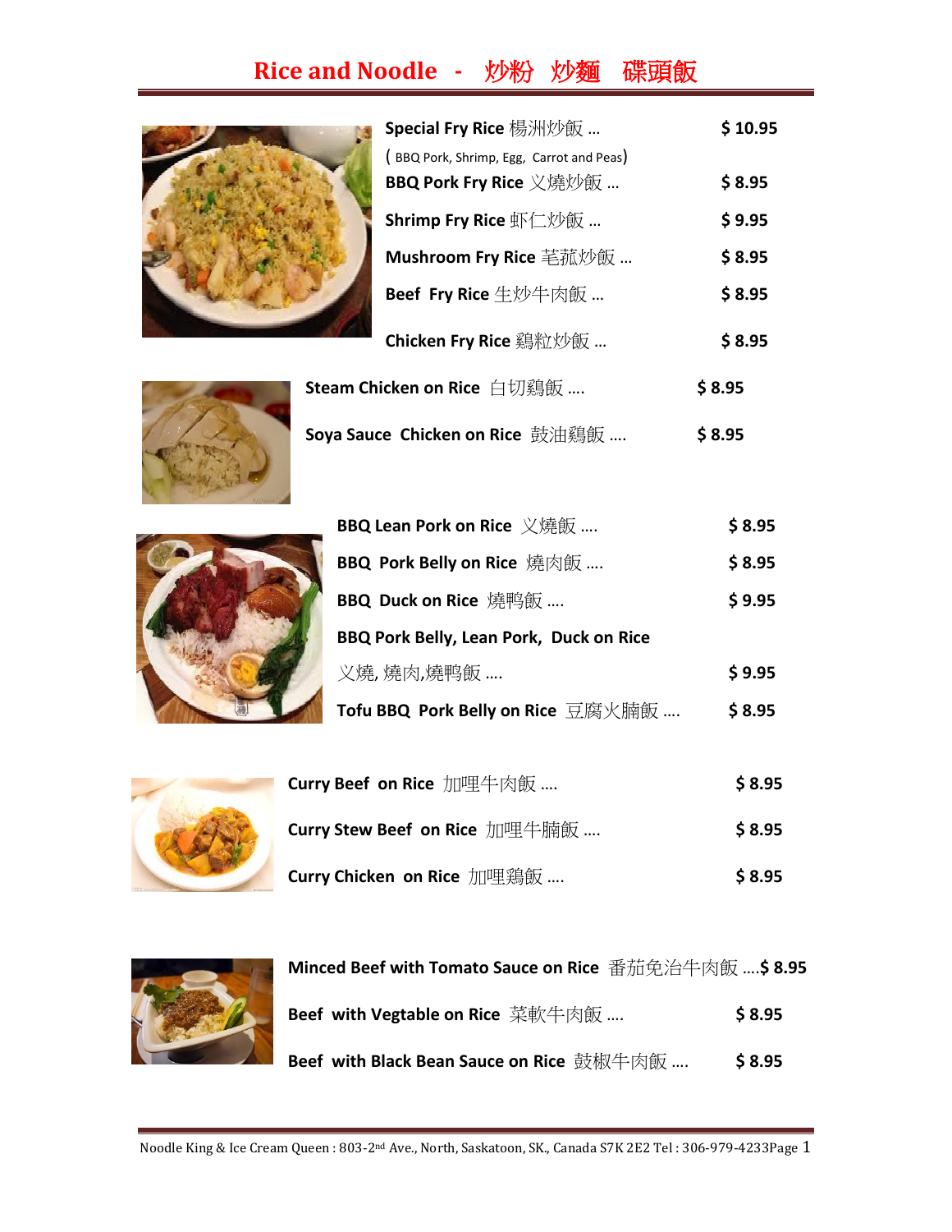# Rice and Noodle - 炒粉 炒麵 碟頭飯

| Item | Price |
| --- | --- |
| Special Fry Rice 楊洲炒飯 … ( BBQ Pork, Shrimp, Egg, Carrot and Peas) | $ 10.95 |
| BBQ Pork Fry Rice 义燒炒飯 … | $ 8.95 |
| Shrimp Fry Rice 虾仁炒飯 … | $ 9.95 |
| Mushroom Fry Rice �englishtext炒飯 … | $ 8.95 |
| Beef Fry Rice 生炒牛肉飯 … | $ 8.95 |
| Chicken Fry Rice 鷄粒炒飯 … | $ 8.95 |

| Item | Price |
| --- | --- |
| Steam Chicken on Rice 白切鷄飯 …. | $ 8.95 |
| Soya Sauce Chicken on Rice 豉油鷄飯 …. | $ 8.95 |

| Item | Price |
| --- | --- |
| BBQ Lean Pork on Rice 义燒飯 …. | $ 8.95 |
| BBQ Pork Belly on Rice 燒肉飯 …. | $ 8.95 |
| BBQ Duck on Rice 燒鴨飯 …. | $ 9.95 |
| BBQ Pork Belly, Lean Pork, Duck on Rice 义燒, 燒肉,燒鴨飯 …. | $ 9.95 |
| Tofu BBQ Pork Belly on Rice 豆腐火腩飯 …. | $ 8.95 |

| Item | Price |
| --- | --- |
| Curry Beef on Rice 加哩牛肉飯 …. | $ 8.95 |
| Curry Stew Beef on Rice 加哩牛腩飯 …. | $ 8.95 |
| Curry Chicken on Rice 加哩鷄飯 …. | $ 8.95 |

| Item | Price |
| --- | --- |
| Minced Beef with Tomato Sauce on Rice 番茄免治牛肉飯 …. | $ 8.95 |
| Beef with Vegtable on Rice 菜軟牛肉飯 …. | $ 8.95 |
| Beef with Black Bean Sauce on Rice 豉椒牛肉飯 …. | $ 8.95 |

Noodle King & Ice Cream Queen : 803-2nd Ave., North, Saskatoon, SK., Canada S7K 2E2 Tel : 306-979-4233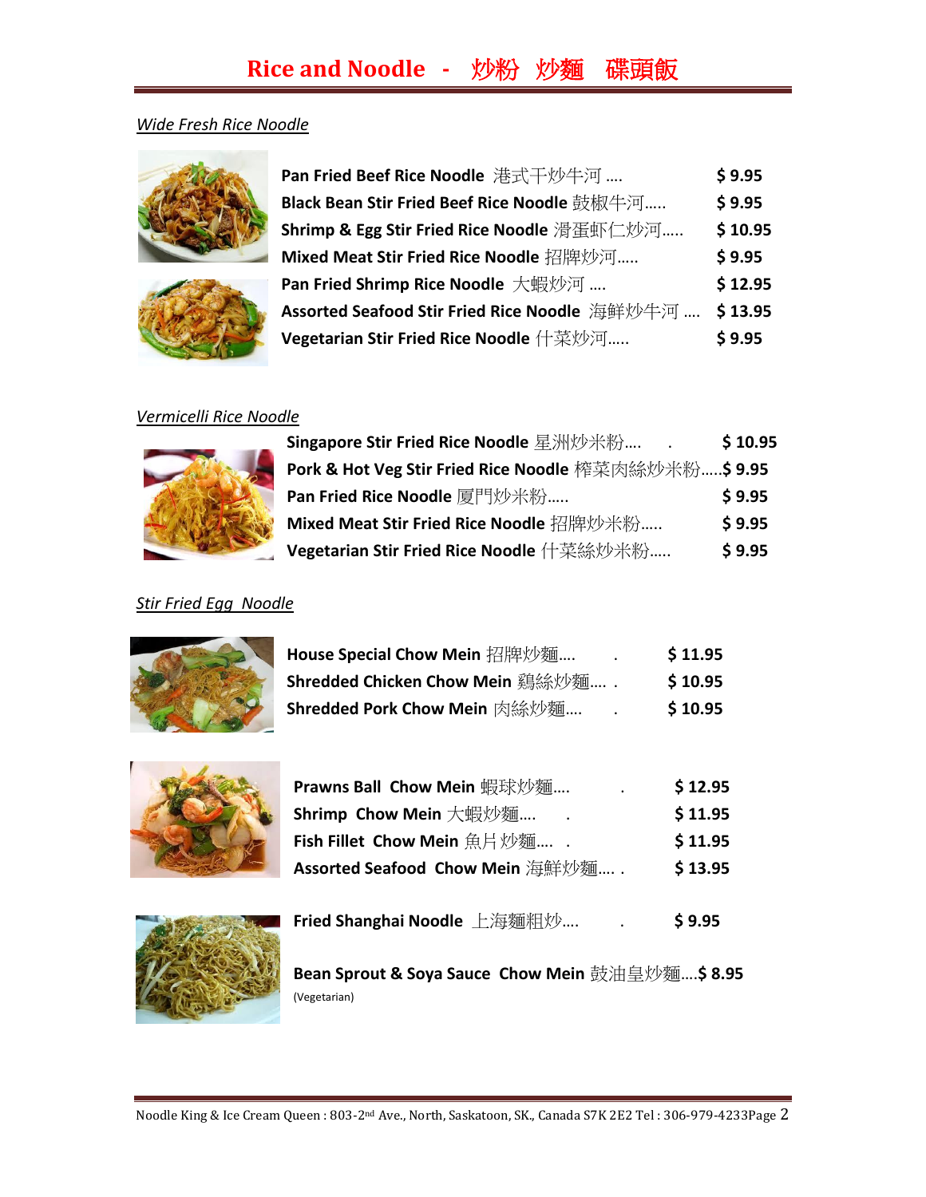# Rice and Noodle - 炒粉 炒麵 碟頭飯

## *Wide Fresh Rice Noodle*

**Pan Fried Beef Rice Noodle** 港式干炒牛河 …. **$ 9.95**
**Black Bean Stir Fried Beef Rice Noodle** 鼓椒牛河….. **$ 9.95**
**Shrimp & Egg Stir Fried Rice Noodle** 滑蛋虾仁炒河….. **$ 10.95**
**Mixed Meat Stir Fried Rice Noodle** 招牌炒河….. **$ 9.95**
**Pan Fried Shrimp Rice Noodle** 大蝦炒河 …. **$ 12.95**
**Assorted Seafood Stir Fried Rice Noodle** 海鮮炒牛河 …. **$ 13.95**
**Vegetarian Stir Fried Rice Noodle** 什菜炒河….. **$ 9.95**

## *Vermicelli Rice Noodle*

**Singapore Stir Fried Rice Noodle** 星洲炒米粉…. . **$ 10.95**
**Pork & Hot Veg Stir Fried Rice Noodle** 榨菜肉絲炒米粉…..**$ 9.95**
**Pan Fried Rice Noodle** 厦門炒米粉….. **$ 9.95**
**Mixed Meat Stir Fried Rice Noodle** 招牌炒米粉….. **$ 9.95**
**Vegetarian Stir Fried Rice Noodle** 什菜絲炒米粉….. **$ 9.95**

## *Stir Fried Egg Noodle*

**House Special Chow Mein** 招牌炒麵…. . **$ 11.95**
**Shredded Chicken Chow Mein** 鷄絲炒麵…. . **$ 10.95**
**Shredded Pork Chow Mein** 肉絲炒麵…. . **$ 10.95**

**Prawns Ball Chow Mein** 蝦球炒麵…. . **$ 12.95**
**Shrimp Chow Mein** 大蝦炒麵…. . **$ 11.95**
**Fish Fillet Chow Mein** 魚片 炒麵…. . **$ 11.95**
**Assorted Seafood Chow Mein** 海鮮炒麵…. . **$ 13.95**

**Fried Shanghai Noodle** 上海麵粗炒…. . **$ 9.95**

**Bean Sprout & Soya Sauce Chow Mein** 鼓油皇炒麵….**$ 8.95**
(Vegetarian)